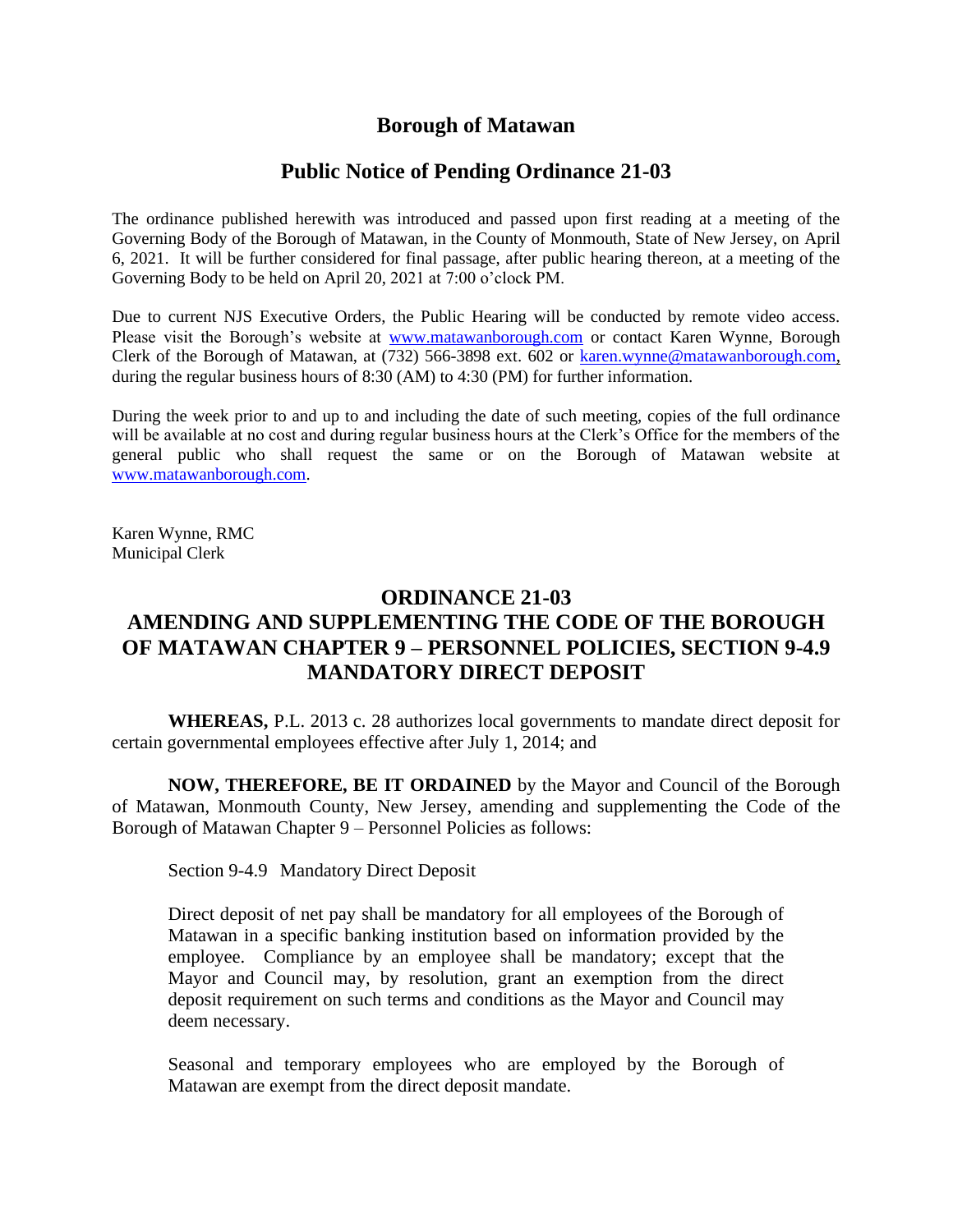# Borough of Matawan

## Public Notice of Pending Ordinance 21-03

The ordinance published herewith was introduced and passed upon first reading at a meeting of the Governing Body of the Borough of Matawan, in the County of Monmouth, State of New Jersey, on April 6, 2021. It will be further considered for final passage, after public hearing thereon, at a meeting of the Governing Body to be held on April 20, 2021 at 7:00 o'clock PM.

Due to current NJS Executive Orders, the Public Hearing will be conducted by remote video access. Please visit the Borough's website at www.matawanborough.com or contact Karen Wynne, Borough Clerk of the Borough of Matawan, at (732) 566-3898 ext. 602 or karen.wynne@matawanborough.com, during the regular business hours of 8:30 (AM) to 4:30 (PM) for further information.

During the week prior to and up to and including the date of such meeting, copies of the full ordinance will be available at no cost and during regular business hours at the Clerk's Office for the members of the general public who shall request the same or on the Borough of Matawan website at www.matawanborough.com.

Karen Wynne, RMC
Municipal Clerk

## ORDINANCE 21-03
## AMENDING AND SUPPLEMENTING THE CODE OF THE BOROUGH OF MATAWAN CHAPTER 9 – PERSONNEL POLICIES, SECTION 9-4.9 MANDATORY DIRECT DEPOSIT

**WHEREAS,** P.L. 2013 c. 28 authorizes local governments to mandate direct deposit for certain governmental employees effective after July 1, 2014; and

**NOW, THEREFORE, BE IT ORDAINED** by the Mayor and Council of the Borough of Matawan, Monmouth County, New Jersey, amending and supplementing the Code of the Borough of Matawan Chapter 9 – Personnel Policies as follows:

Section 9-4.9 Mandatory Direct Deposit

Direct deposit of net pay shall be mandatory for all employees of the Borough of Matawan in a specific banking institution based on information provided by the employee. Compliance by an employee shall be mandatory; except that the Mayor and Council may, by resolution, grant an exemption from the direct deposit requirement on such terms and conditions as the Mayor and Council may deem necessary.

Seasonal and temporary employees who are employed by the Borough of Matawan are exempt from the direct deposit mandate.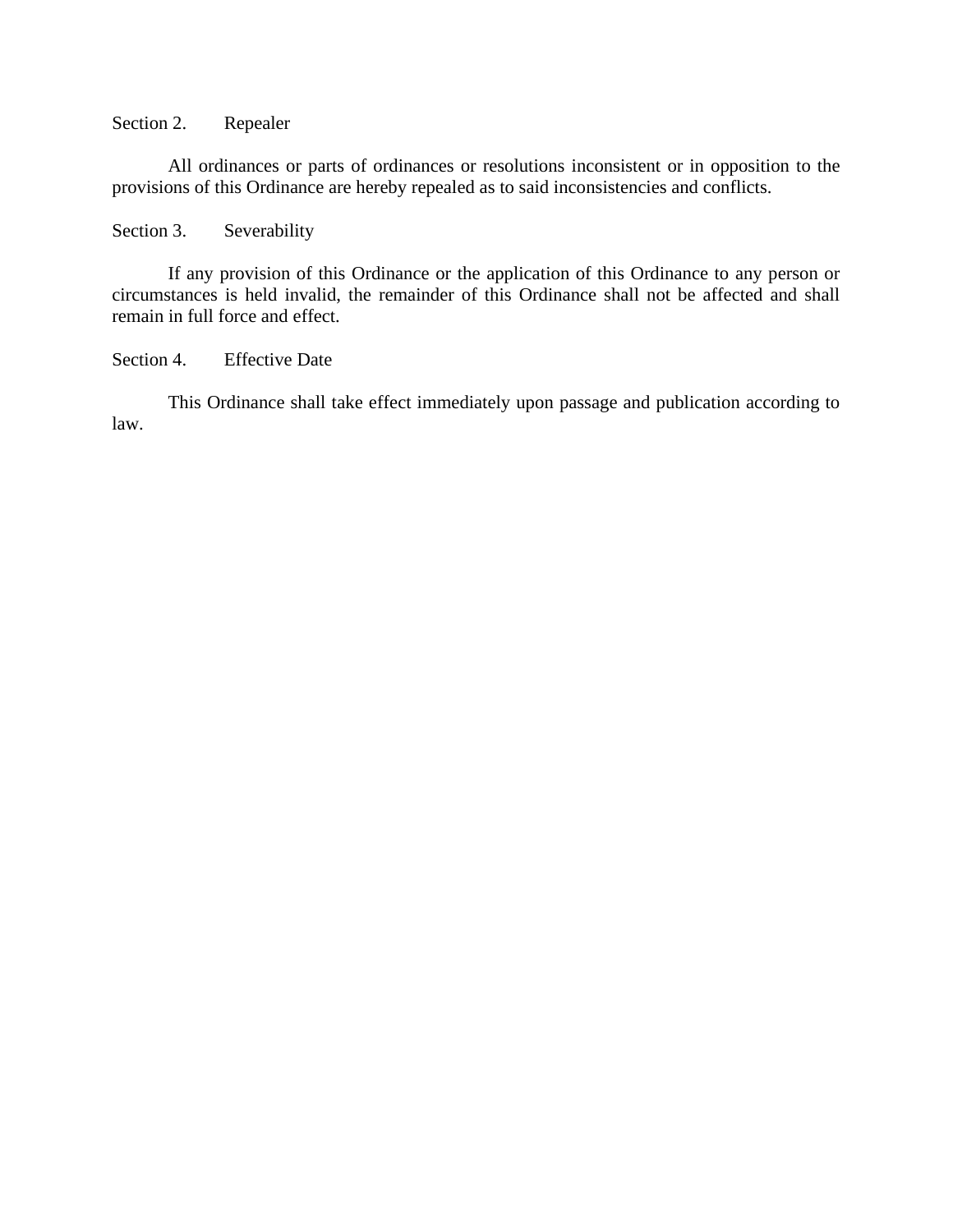Section 2. Repealer

All ordinances or parts of ordinances or resolutions inconsistent or in opposition to the provisions of this Ordinance are hereby repealed as to said inconsistencies and conflicts.

Section 3. Severability

If any provision of this Ordinance or the application of this Ordinance to any person or circumstances is held invalid, the remainder of this Ordinance shall not be affected and shall remain in full force and effect.

Section 4. Effective Date

This Ordinance shall take effect immediately upon passage and publication according to law.